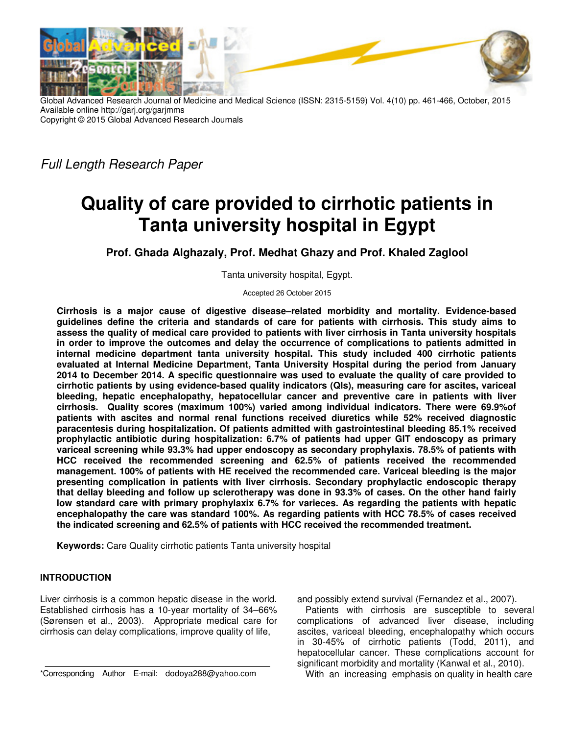Global Advanced Research Journal of Medicine and Medical Science (ISSN: 2315-5159) Vol. 4(10) pp. 461-466, October, 2015
Available online http://garj.org/garjmms
Copyright © 2015 Global Advanced Research Journals

*Full Length Research Paper*

# Quality of care provided to cirrhotic patients in Tanta university hospital in Egypt

**Prof. Ghada Alghazaly, Prof. Medhat Ghazy and Prof. Khaled Zaglool**

Tanta university hospital, Egypt.

Accepted 26 October 2015

**Cirrhosis is a major cause of digestive disease–related morbidity and mortality. Evidence-based guidelines define the criteria and standards of care for patients with cirrhosis. This study aims to assess the quality of medical care provided to patients with liver cirrhosis in Tanta university hospitals in order to improve the outcomes and delay the occurrence of complications to patients admitted in internal medicine department tanta university hospital. This study included 400 cirrhotic patients evaluated at Internal Medicine Department, Tanta University Hospital during the period from January 2014 to December 2014. A specific questionnaire was used to evaluate the quality of care provided to cirrhotic patients by using evidence-based quality indicators (QIs), measuring care for ascites, variceal bleeding, hepatic encephalopathy, hepatocellular cancer and preventive care in patients with liver cirrhosis. Quality scores (maximum 100%) varied among individual indicators. There were 69.9%of patients with ascites and normal renal functions received diuretics while 52% received diagnostic paracentesis during hospitalization. Of patients admitted with gastrointestinal bleeding 85.1% received prophylactic antibiotic during hospitalization: 6.7% of patients had upper GIT endoscopy as primary variceal screening while 93.3% had upper endoscopy as secondary prophylaxis. 78.5% of patients with HCC received the recommended screening and 62.5% of patients received the recommended management. 100% of patients with HE received the recommended care. Variceal bleeding is the major presenting complication in patients with liver cirrhosis. Secondary prophylactic endoscopic therapy that dellay bleeding and follow up sclerotherapy was done in 93.3% of cases. On the other hand fairly low standard care with primary prophylaxix 6.7% for varieces. As regarding the patients with hepatic encephalopathy the care was standard 100%. As regarding patients with HCC 78.5% of cases received the indicated screening and 62.5% of patients with HCC received the recommended treatment.**

**Keywords:** Care Quality cirrhotic patients Tanta university hospital

## INTRODUCTION

Liver cirrhosis is a common hepatic disease in the world. Established cirrhosis has a 10-year mortality of 34–66% (Sørensen et al., 2003). Appropriate medical care for cirrhosis can delay complications, improve quality of life, and possibly extend survival (Fernandez et al., 2007).

Patients with cirrhosis are susceptible to several complications of advanced liver disease, including ascites, variceal bleeding, encephalopathy which occurs in 30-45% of cirrhotic patients (Todd, 2011), and hepatocellular cancer. These complications account for significant morbidity and mortality (Kanwal et al., 2010).

With an increasing emphasis on quality in health care

*Corresponding Author E-mail: dodoya288@yahoo.com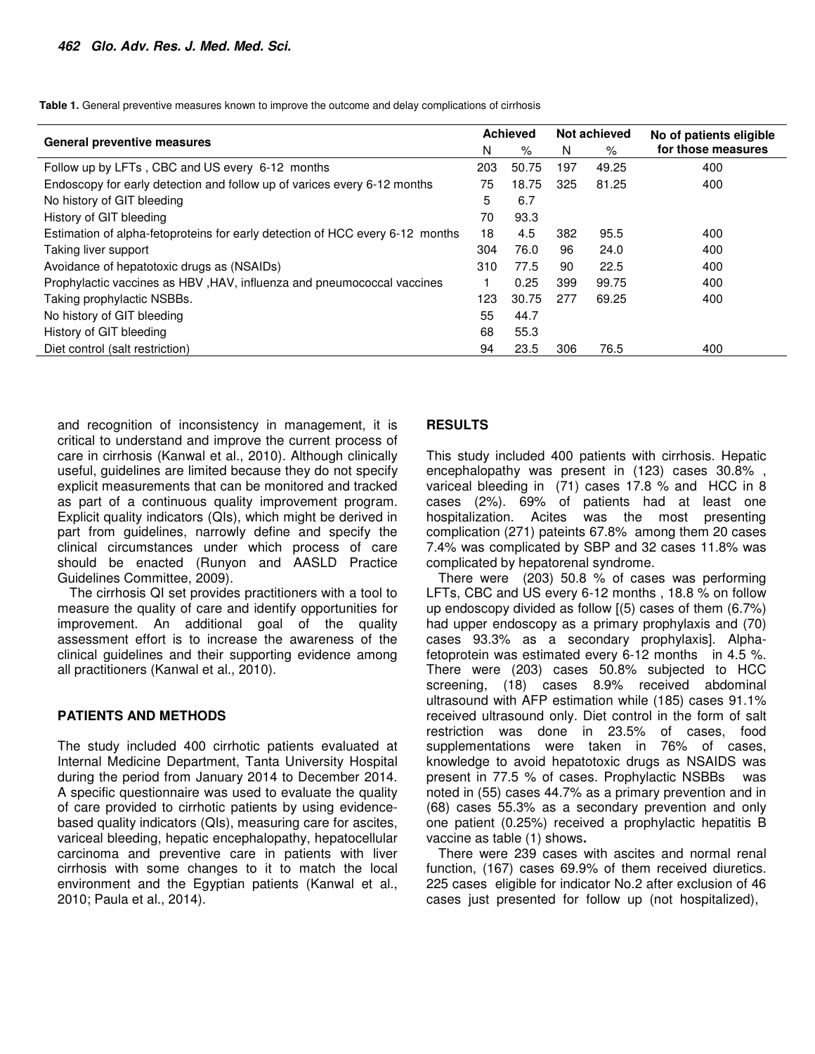**Table 1.** General preventive measures known to improve the outcome and delay complications of cirrhosis

| General preventive measures | Achieved | | Not achieved | | No of patients eligible for those measures |
|---|---|---|---|---|---|
| | N | % | N | % | |
| Follow up by LFTs , CBC and US every 6-12 months | 203 | 50.75 | 197 | 49.25 | 400 |
| Endoscopy for early detection and follow up of varices every 6-12 months | 75 | 18.75 | 325 | 81.25 | 400 |
| No history of GIT bleeding | 5 | 6.7 | | | |
| History of GIT bleeding | 70 | 93.3 | | | |
| Estimation of alpha-fetoproteins for early detection of HCC every 6-12 months | 18 | 4.5 | 382 | 95.5 | 400 |
| Taking liver support | 304 | 76.0 | 96 | 24.0 | 400 |
| Avoidance of hepatotoxic drugs as (NSAIDs) | 310 | 77.5 | 90 | 22.5 | 400 |
| Prophylactic vaccines as HBV ,HAV, influenza and pneumococcal vaccines | 1 | 0.25 | 399 | 99.75 | 400 |
| Taking prophylactic NSBBs. | 123 | 30.75 | 277 | 69.25 | 400 |
| No history of GIT bleeding | 55 | 44.7 | | | |
| History of GIT bleeding | 68 | 55.3 | | | |
| Diet control (salt restriction) | 94 | 23.5 | 306 | 76.5 | 400 |

and recognition of inconsistency in management, it is critical to understand and improve the current process of care in cirrhosis (Kanwal et al., 2010). Although clinically useful, guidelines are limited because they do not specify explicit measurements that can be monitored and tracked as part of a continuous quality improvement program. Explicit quality indicators (QIs), which might be derived in part from guidelines, narrowly define and specify the clinical circumstances under which process of care should be enacted (Runyon and AASLD Practice Guidelines Committee, 2009).

The cirrhosis QI set provides practitioners with a tool to measure the quality of care and identify opportunities for improvement. An additional goal of the quality assessment effort is to increase the awareness of the clinical guidelines and their supporting evidence among all practitioners (Kanwal et al., 2010).

## PATIENTS AND METHODS

The study included 400 cirrhotic patients evaluated at Internal Medicine Department, Tanta University Hospital during the period from January 2014 to December 2014. A specific questionnaire was used to evaluate the quality of care provided to cirrhotic patients by using evidence-based quality indicators (QIs), measuring care for ascites, variceal bleeding, hepatic encephalopathy, hepatocellular carcinoma and preventive care in patients with liver cirrhosis with some changes to it to match the local environment and the Egyptian patients (Kanwal et al., 2010; Paula et al., 2014).

## RESULTS

This study included 400 patients with cirrhosis. Hepatic encephalopathy was present in (123) cases 30.8% , variceal bleeding in (71) cases 17.8 % and HCC in 8 cases (2%). 69% of patients had at least one hospitalization. Acites was the most presenting complication (271) pateints 67.8% among them 20 cases 7.4% was complicated by SBP and 32 cases 11.8% was complicated by hepatorenal syndrome.

There were (203) 50.8 % of cases was performing LFTs, CBC and US every 6-12 months , 18.8 % on follow up endoscopy divided as follow [(5) cases of them (6.7%) had upper endoscopy as a primary prophylaxis and (70) cases 93.3% as a secondary prophylaxis]. Alpha-fetoprotein was estimated every 6-12 months in 4.5 %. There were (203) cases 50.8% subjected to HCC screening, (18) cases 8.9% received abdominal ultrasound with AFP estimation while (185) cases 91.1% received ultrasound only. Diet control in the form of salt restriction was done in 23.5% of cases, food supplementations were taken in 76% of cases, knowledge to avoid hepatotoxic drugs as NSAIDS was present in 77.5 % of cases. Prophylactic NSBBs was noted in (55) cases 44.7% as a primary prevention and in (68) cases 55.3% as a secondary prevention and only one patient (0.25%) received a prophylactic hepatitis B vaccine as table (1) shows**.**

There were 239 cases with ascites and normal renal function, (167) cases 69.9% of them received diuretics. 225 cases eligible for indicator No.2 after exclusion of 46 cases just presented for follow up (not hospitalized),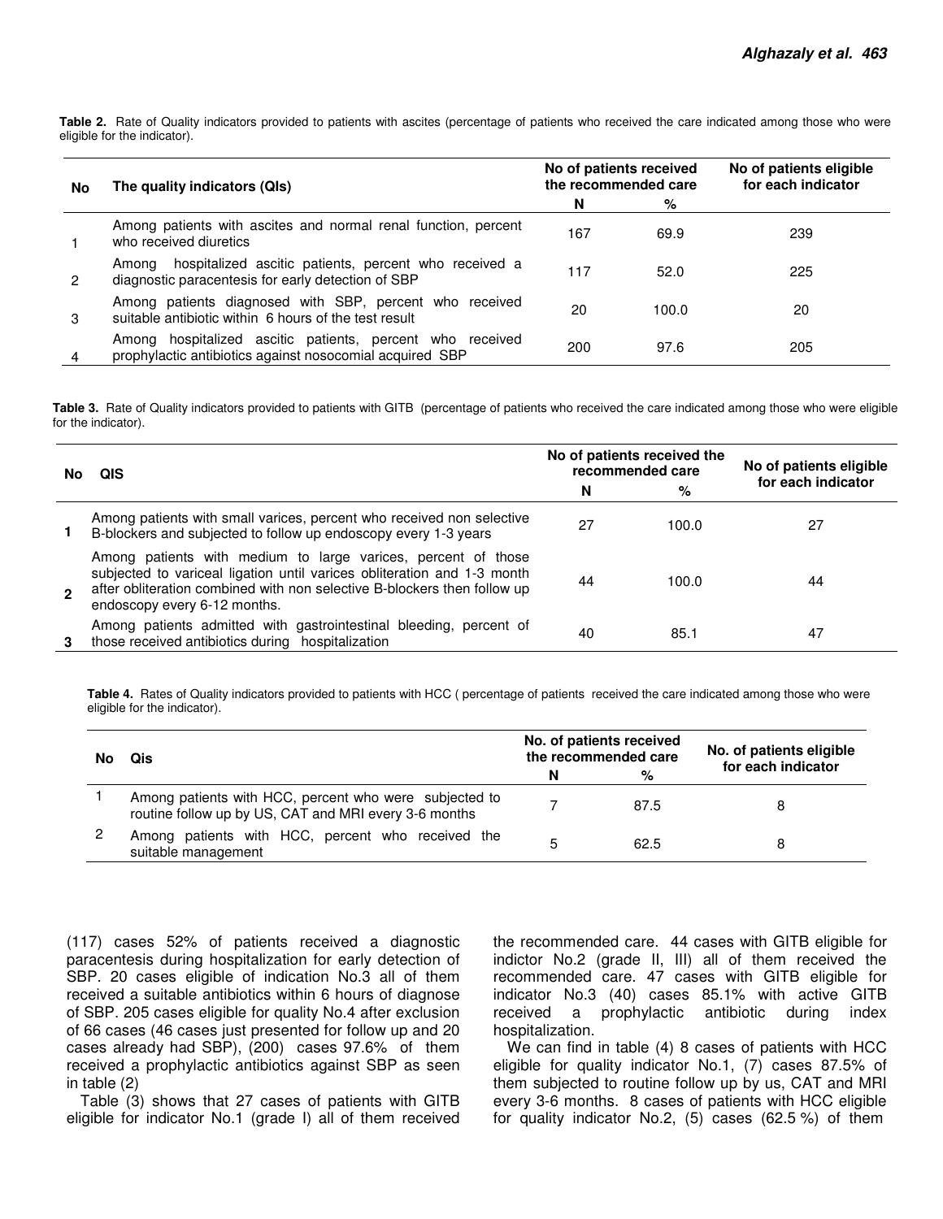**Table 2.** Rate of Quality indicators provided to patients with ascites (percentage of patients who received the care indicated among those who were eligible for the indicator).

| No | The quality indicators (QIs) | No of patients received the recommended care | | No of patients eligible for each indicator |
|---|---|---|---|---|
| | | N | % | |
| 1 | Among patients with ascites and normal renal function, percent who received diuretics | 167 | 69.9 | 239 |
| 2 | Among hospitalized ascitic patients, percent who received a diagnostic paracentesis for early detection of SBP | 117 | 52.0 | 225 |
| 3 | Among patients diagnosed with SBP, percent who received suitable antibiotic within 6 hours of the test result | 20 | 100.0 | 20 |
| 4 | Among hospitalized ascitic patients, percent who received prophylactic antibiotics against nosocomial acquired SBP | 200 | 97.6 | 205 |

**Table 3.** Rate of Quality indicators provided to patients with GITB (percentage of patients who received the care indicated among those who were eligible for the indicator).

| No | QIS | No of patients received the recommended care | | No of patients eligible for each indicator |
|---|---|---|---|---|
| | | N | % | |
| **1** | Among patients with small varices, percent who received non selective B-blockers and subjected to follow up endoscopy every 1-3 years | 27 | 100.0 | 27 |
| **2** | Among patients with medium to large varices, percent of those subjected to variceal ligation until varices obliteration and 1-3 month after obliteration combined with non selective B-blockers then follow up endoscopy every 6-12 months. | 44 | 100.0 | 44 |
| **3** | Among patients admitted with gastrointestinal bleeding, percent of those received antibiotics during hospitalization | 40 | 85.1 | 47 |

**Table 4.** Rates of Quality indicators provided to patients with HCC ( percentage of patients received the care indicated among those who were eligible for the indicator).

| No | Qis | No. of patients received the recommended care | | No. of patients eligible for each indicator |
|---|---|---|---|---|
| | | N | % | |
| 1 | Among patients with HCC, percent who were subjected to routine follow up by US, CAT and MRI every 3-6 months | 7 | 87.5 | 8 |
| 2 | Among patients with HCC, percent who received the suitable management | 5 | 62.5 | 8 |

(117) cases 52% of patients received a diagnostic paracentesis during hospitalization for early detection of SBP. 20 cases eligible of indication No.3 all of them received a suitable antibiotics within 6 hours of diagnose of SBP. 205 cases eligible for quality No.4 after exclusion of 66 cases (46 cases just presented for follow up and 20 cases already had SBP), (200) cases 97.6% of them received a prophylactic antibiotics against SBP as seen in table (2)

Table (3) shows that 27 cases of patients with GITB eligible for indicator No.1 (grade I) all of them received the recommended care. 44 cases with GITB eligible for indictor No.2 (grade II, III) all of them received the recommended care. 47 cases with GITB eligible for indicator No.3 (40) cases 85.1% with active GITB received a prophylactic antibiotic during index hospitalization.

We can find in table (4) 8 cases of patients with HCC eligible for quality indicator No.1, (7) cases 87.5% of them subjected to routine follow up by us, CAT and MRI every 3-6 months. 8 cases of patients with HCC eligible for quality indicator No.2, (5) cases (62.5 %) of them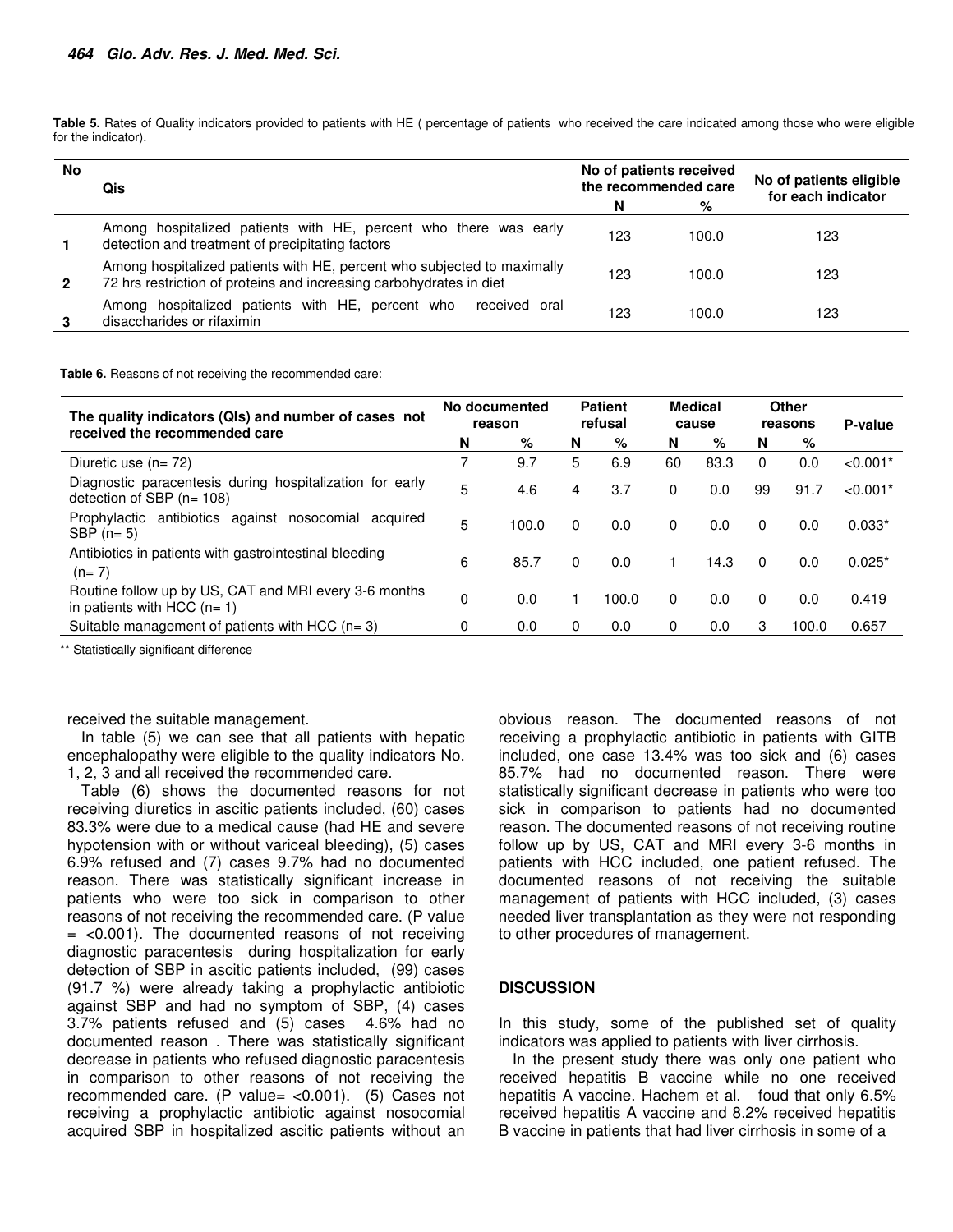**Table 5.** Rates of Quality indicators provided to patients with HE ( percentage of patients who received the care indicated among those who were eligible for the indicator).

| No | Qis | No of patients received the recommended care | | No of patients eligible for each indicator |
|---|---|---|---|---|
| | | N | % | |
| 1 | Among hospitalized patients with HE, percent who there was early detection and treatment of precipitating factors | 123 | 100.0 | 123 |
| 2 | Among hospitalized patients with HE, percent who subjected to maximally 72 hrs restriction of proteins and increasing carbohydrates in diet | 123 | 100.0 | 123 |
| 3 | Among hospitalized patients with HE, percent who received oral disaccharides or rifaximin | 123 | 100.0 | 123 |

**Table 6.** Reasons of not receiving the recommended care:

| The quality indicators (QIs) and number of cases not received the recommended care | No documented reason | | Patient refusal | | Medical cause | | Other reasons | | P-value |
|---|---|---|---|---|---|---|---|---|---|
| | N | % | N | % | N | % | N | % | |
| Diuretic use (n= 72) | 7 | 9.7 | 5 | 6.9 | 60 | 83.3 | 0 | 0.0 | <0.001* |
| Diagnostic paracentesis during hospitalization for early detection of SBP (n= 108) | 5 | 4.6 | 4 | 3.7 | 0 | 0.0 | 99 | 91.7 | <0.001* |
| Prophylactic antibiotics against nosocomial acquired SBP (n= 5) | 5 | 100.0 | 0 | 0.0 | 0 | 0.0 | 0 | 0.0 | 0.033* |
| Antibiotics in patients with gastrointestinal bleeding (n= 7) | 6 | 85.7 | 0 | 0.0 | 1 | 14.3 | 0 | 0.0 | 0.025* |
| Routine follow up by US, CAT and MRI every 3-6 months in patients with HCC (n= 1) | 0 | 0.0 | 1 | 100.0 | 0 | 0.0 | 0 | 0.0 | 0.419 |
| Suitable management of patients with HCC (n= 3) | 0 | 0.0 | 0 | 0.0 | 0 | 0.0 | 3 | 100.0 | 0.657 |

** Statistically significant difference

received the suitable management.

In table (5) we can see that all patients with hepatic encephalopathy were eligible to the quality indicators No. 1, 2, 3 and all received the recommended care.

Table (6) shows the documented reasons for not receiving diuretics in ascitic patients included, (60) cases 83.3% were due to a medical cause (had HE and severe hypotension with or without variceal bleeding), (5) cases 6.9% refused and (7) cases 9.7% had no documented reason. There was statistically significant increase in patients who were too sick in comparison to other reasons of not receiving the recommended care. (P value = <0.001). The documented reasons of not receiving diagnostic paracentesis during hospitalization for early detection of SBP in ascitic patients included, (99) cases (91.7 %) were already taking a prophylactic antibiotic against SBP and had no symptom of SBP, (4) cases 3.7% patients refused and (5) cases 4.6% had no documented reason . There was statistically significant decrease in patients who refused diagnostic paracentesis in comparison to other reasons of not receiving the recommended care. (P value= <0.001). (5) Cases not receiving a prophylactic antibiotic against nosocomial acquired SBP in hospitalized ascitic patients without an obvious reason. The documented reasons of not receiving a prophylactic antibiotic in patients with GITB included, one case 13.4% was too sick and (6) cases 85.7% had no documented reason. There were statistically significant decrease in patients who were too sick in comparison to patients had no documented reason. The documented reasons of not receiving routine follow up by US, CAT and MRI every 3-6 months in patients with HCC included, one patient refused. The documented reasons of not receiving the suitable management of patients with HCC included, (3) cases needed liver transplantation as they were not responding to other procedures of management.

## DISCUSSION

In this study, some of the published set of quality indicators was applied to patients with liver cirrhosis.

In the present study there was only one patient who received hepatitis B vaccine while no one received hepatitis A vaccine. Hachem et al. foud that only 6.5% received hepatitis A vaccine and 8.2% received hepatitis B vaccine in patients that had liver cirrhosis in some of a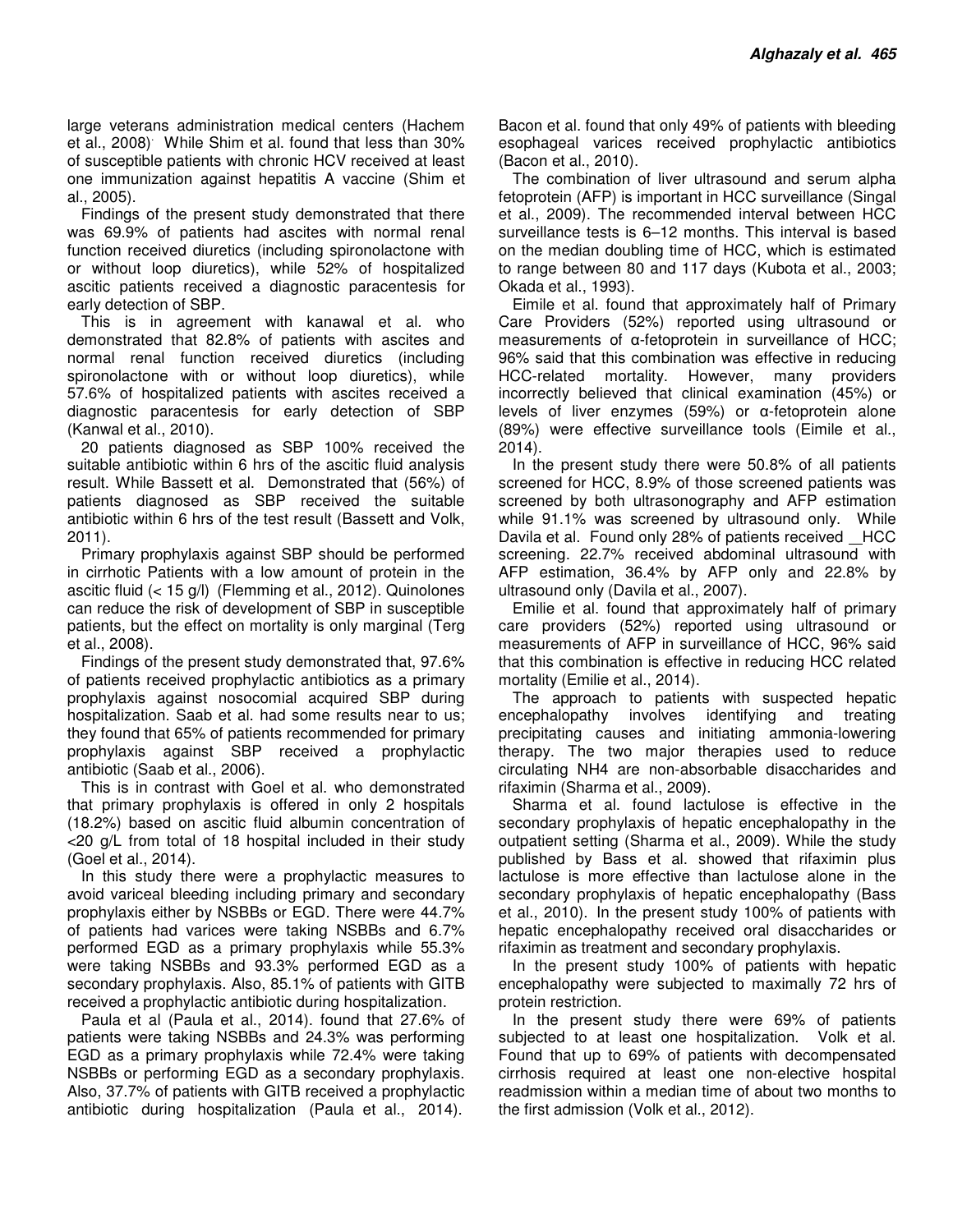large veterans administration medical centers (Hachem et al., 2008). While Shim et al. found that less than 30% of susceptible patients with chronic HCV received at least one immunization against hepatitis A vaccine (Shim et al., 2005).

Findings of the present study demonstrated that there was 69.9% of patients had ascites with normal renal function received diuretics (including spironolactone with or without loop diuretics), while 52% of hospitalized ascitic patients received a diagnostic paracentesis for early detection of SBP.

This is in agreement with kanawal et al. who demonstrated that 82.8% of patients with ascites and normal renal function received diuretics (including spironolactone with or without loop diuretics), while 57.6% of hospitalized patients with ascites received a diagnostic paracentesis for early detection of SBP (Kanwal et al., 2010).

20 patients diagnosed as SBP 100% received the suitable antibiotic within 6 hrs of the ascitic fluid analysis result. While Bassett et al. Demonstrated that (56%) of patients diagnosed as SBP received the suitable antibiotic within 6 hrs of the test result (Bassett and Volk, 2011).

Primary prophylaxis against SBP should be performed in cirrhotic Patients with a low amount of protein in the ascitic fluid (< 15 g/l) (Flemming et al., 2012). Quinolones can reduce the risk of development of SBP in susceptible patients, but the effect on mortality is only marginal (Terg et al., 2008).

Findings of the present study demonstrated that, 97.6% of patients received prophylactic antibiotics as a primary prophylaxis against nosocomial acquired SBP during hospitalization. Saab et al. had some results near to us; they found that 65% of patients recommended for primary prophylaxis against SBP received a prophylactic antibiotic (Saab et al., 2006).

This is in contrast with Goel et al. who demonstrated that primary prophylaxis is offered in only 2 hospitals (18.2%) based on ascitic fluid albumin concentration of <20 g/L from total of 18 hospital included in their study (Goel et al., 2014).

In this study there were a prophylactic measures to avoid variceal bleeding including primary and secondary prophylaxis either by NSBBs or EGD. There were 44.7% of patients had varices were taking NSBBs and 6.7% performed EGD as a primary prophylaxis while 55.3% were taking NSBBs and 93.3% performed EGD as a secondary prophylaxis. Also, 85.1% of patients with GITB received a prophylactic antibiotic during hospitalization.

Paula et al (Paula et al., 2014). found that 27.6% of patients were taking NSBBs and 24.3% was performing EGD as a primary prophylaxis while 72.4% were taking NSBBs or performing EGD as a secondary prophylaxis. Also, 37.7% of patients with GITB received a prophylactic antibiotic during hospitalization (Paula et al., 2014). Bacon et al. found that only 49% of patients with bleeding esophageal varices received prophylactic antibiotics (Bacon et al., 2010).

The combination of liver ultrasound and serum alpha fetoprotein (AFP) is important in HCC surveillance (Singal et al., 2009). The recommended interval between HCC surveillance tests is 6–12 months. This interval is based on the median doubling time of HCC, which is estimated to range between 80 and 117 days (Kubota et al., 2003; Okada et al., 1993).

Eimile et al. found that approximately half of Primary Care Providers (52%) reported using ultrasound or measurements of α-fetoprotein in surveillance of HCC; 96% said that this combination was effective in reducing HCC-related mortality. However, many providers incorrectly believed that clinical examination (45%) or levels of liver enzymes (59%) or α-fetoprotein alone (89%) were effective surveillance tools (Eimile et al., 2014).

In the present study there were 50.8% of all patients screened for HCC, 8.9% of those screened patients was screened by both ultrasonography and AFP estimation while 91.1% was screened by ultrasound only. While Davila et al. Found only 28% of patients received _HCC screening. 22.7% received abdominal ultrasound with AFP estimation, 36.4% by AFP only and 22.8% by ultrasound only (Davila et al., 2007).

Emilie et al. found that approximately half of primary care providers (52%) reported using ultrasound or measurements of AFP in surveillance of HCC, 96% said that this combination is effective in reducing HCC related mortality (Emilie et al., 2014).

The approach to patients with suspected hepatic encephalopathy involves identifying and treating precipitating causes and initiating ammonia-lowering therapy. The two major therapies used to reduce circulating $NH_4$ are non-absorbable disaccharides and rifaximin (Sharma et al., 2009).

Sharma et al. found lactulose is effective in the secondary prophylaxis of hepatic encephalopathy in the outpatient setting (Sharma et al., 2009). While the study published by Bass et al. showed that rifaximin plus lactulose is more effective than lactulose alone in the secondary prophylaxis of hepatic encephalopathy (Bass et al., 2010). In the present study 100% of patients with hepatic encephalopathy received oral disaccharides or rifaximin as treatment and secondary prophylaxis.

In the present study 100% of patients with hepatic encephalopathy were subjected to maximally 72 hrs of protein restriction.

In the present study there were 69% of patients subjected to at least one hospitalization. Volk et al. Found that up to 69% of patients with decompensated cirrhosis required at least one non-elective hospital readmission within a median time of about two months to the first admission (Volk et al., 2012).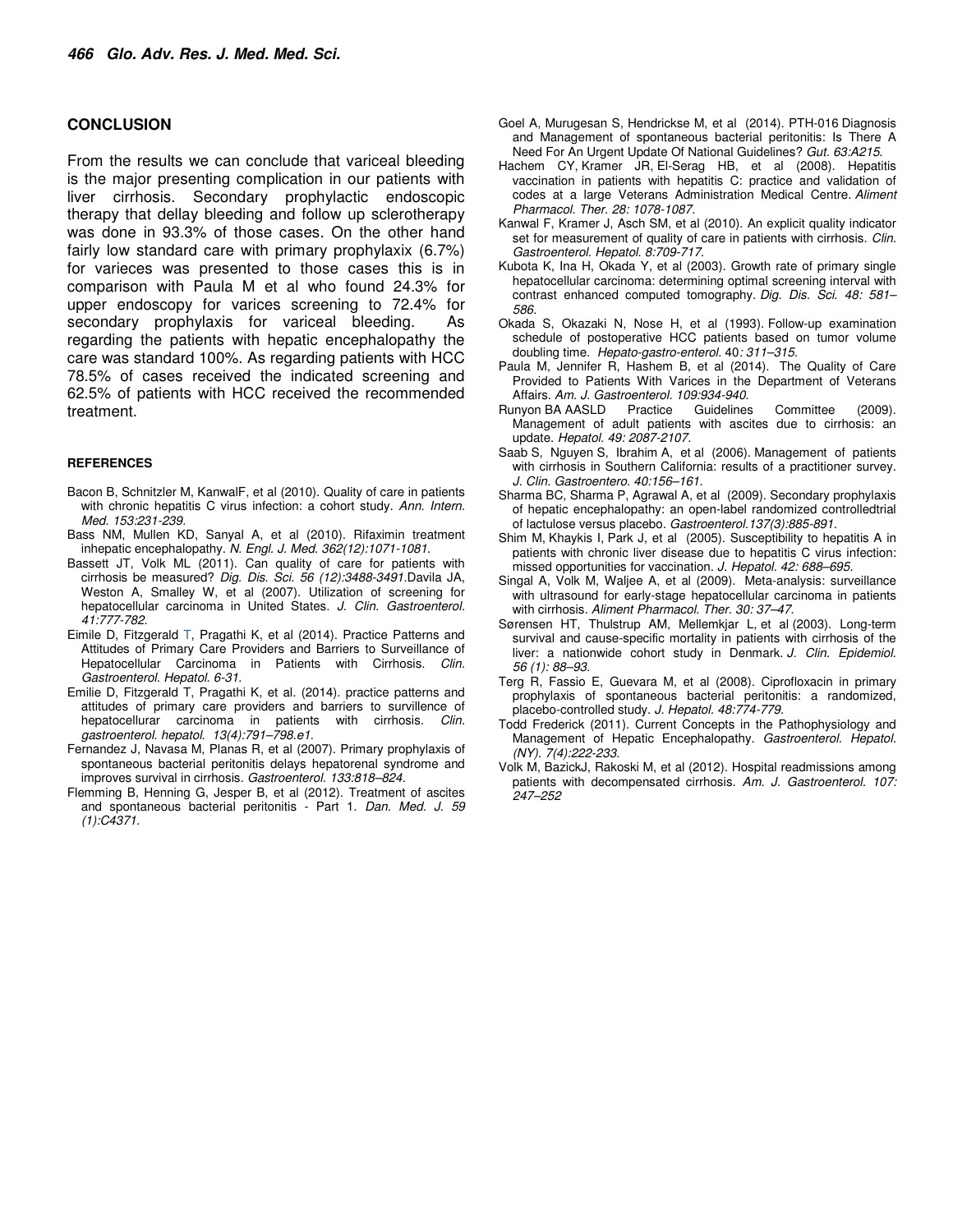## CONCLUSION

From the results we can conclude that variceal bleeding is the major presenting complication in our patients with liver cirrhosis. Secondary prophylactic endoscopic therapy that dellay bleeding and follow up sclerotherapy was done in 93.3% of those cases. On the other hand fairly low standard care with primary prophylaxix (6.7%) for varieces was presented to those cases this is in comparison with Paula M et al who found 24.3% for upper endoscopy for varices screening to 72.4% for secondary prophylaxis for variceal bleeding. As regarding the patients with hepatic encephalopathy the care was standard 100%. As regarding patients with HCC 78.5% of cases received the indicated screening and 62.5% of patients with HCC received the recommended treatment.

### REFERENCES

Bacon B, Schnitzler M, KanwalF, et al (2010). Quality of care in patients with chronic hepatitis C virus infection: a cohort study. *Ann. Intern. Med. 153:231-239.*

Bass NM, Mullen KD, Sanyal A, et al (2010). Rifaximin treatment inhepatic encephalopathy. *N. Engl. J. Med. 362(12):1071-1081.*

Bassett JT, Volk ML (2011). Can quality of care for patients with cirrhosis be measured? *Dig. Dis. Sci. 56 (12):3488-3491.*Davila JA, Weston A, Smalley W, et al (2007). Utilization of screening for hepatocellular carcinoma in United States. *J. Clin. Gastroenterol. 41:777-782.*

Eimile D, Fitzgerald T, Pragathi K, et al (2014). Practice Patterns and Attitudes of Primary Care Providers and Barriers to Surveillance of Hepatocellular Carcinoma in Patients with Cirrhosis. *Clin. Gastroenterol. Hepatol. 6-31.*

Emilie D, Fitzgerald T, Pragathi K, et al. (2014). practice patterns and attitudes of primary care providers and barriers to survillence of hepatocellurar carcinoma in patients with cirrhosis. *Clin. gastroenterol. hepatol. 13(4):791–798.e1.*

Fernandez J, Navasa M, Planas R, et al (2007). Primary prophylaxis of spontaneous bacterial peritonitis delays hepatorenal syndrome and improves survival in cirrhosis. *Gastroenterol. 133:818–824.*

Flemming B, Henning G, Jesper B, et al (2012). Treatment of ascites and spontaneous bacterial peritonitis - Part 1. *Dan. Med. J. 59 (1):C4371.*

Goel A, Murugesan S, Hendrickse M, et al (2014). PTH-016 Diagnosis and Management of spontaneous bacterial peritonitis: Is There A Need For An Urgent Update Of National Guidelines? *Gut. 63:A215.*

Hachem CY, Kramer JR, El-Serag HB, et al (2008). Hepatitis vaccination in patients with hepatitis C: practice and validation of codes at a large Veterans Administration Medical Centre. *Aliment Pharmacol. Ther. 28: 1078-1087.*

Kanwal F, Kramer J, Asch SM, et al (2010). An explicit quality indicator set for measurement of quality of care in patients with cirrhosis. *Clin. Gastroenterol. Hepatol. 8:709-717.*

Kubota K, Ina H, Okada Y, et al (2003). Growth rate of primary single hepatocellular carcinoma: determining optimal screening interval with contrast enhanced computed tomography. *Dig. Dis. Sci. 48: 581–586.*

Okada S, Okazaki N, Nose H, et al (1993). Follow-up examination schedule of postoperative HCC patients based on tumor volume doubling time. *Hepato-gastro-enterol.* 40*: 311–315.*

Paula M, Jennifer R, Hashem B, et al (2014). The Quality of Care Provided to Patients With Varices in the Department of Veterans Affairs. *Am. J. Gastroenterol. 109:934-940.*

Runyon BA AASLD Practice Guidelines Committee (2009). Management of adult patients with ascites due to cirrhosis: an update. *Hepatol. 49: 2087-2107.*

Saab S, Nguyen S, Ibrahim A, et al (2006). Management of patients with cirrhosis in Southern California: results of a practitioner survey. *J. Clin. Gastroentero. 40:156–161.*

Sharma BC, Sharma P, Agrawal A, et al (2009). Secondary prophylaxis of hepatic encephalopathy: an open-label randomized controlledtrial of lactulose versus placebo. *Gastroenterol.137(3):885-891.*

Shim M, Khaykis I, Park J, et al (2005). Susceptibility to hepatitis A in patients with chronic liver disease due to hepatitis C virus infection: missed opportunities for vaccination. *J. Hepatol. 42: 688–695.*

Singal A, Volk M, Waljee A, et al (2009). Meta-analysis: surveillance with ultrasound for early-stage hepatocellular carcinoma in patients with cirrhosis. *Aliment Pharmacol. Ther. 30: 37–47.*

Sørensen HT, Thulstrup AM, Mellemkjar L, et al (2003). Long-term survival and cause-specific mortality in patients with cirrhosis of the liver: a nationwide cohort study in Denmark. *J. Clin. Epidemiol. 56 (1): 88–93.*

Terg R, Fassio E, Guevara M, et al (2008). Ciprofloxacin in primary prophylaxis of spontaneous bacterial peritonitis: a randomized, placebo-controlled study. *J. Hepatol. 48:774-779.*

Todd Frederick (2011). Current Concepts in the Pathophysiology and Management of Hepatic Encephalopathy. *Gastroenterol. Hepatol. (NY). 7(4):222-233.*

Volk M, BazickJ, Rakoski M, et al (2012). Hospital readmissions among patients with decompensated cirrhosis. *Am. J. Gastroenterol. 107: 247–252*